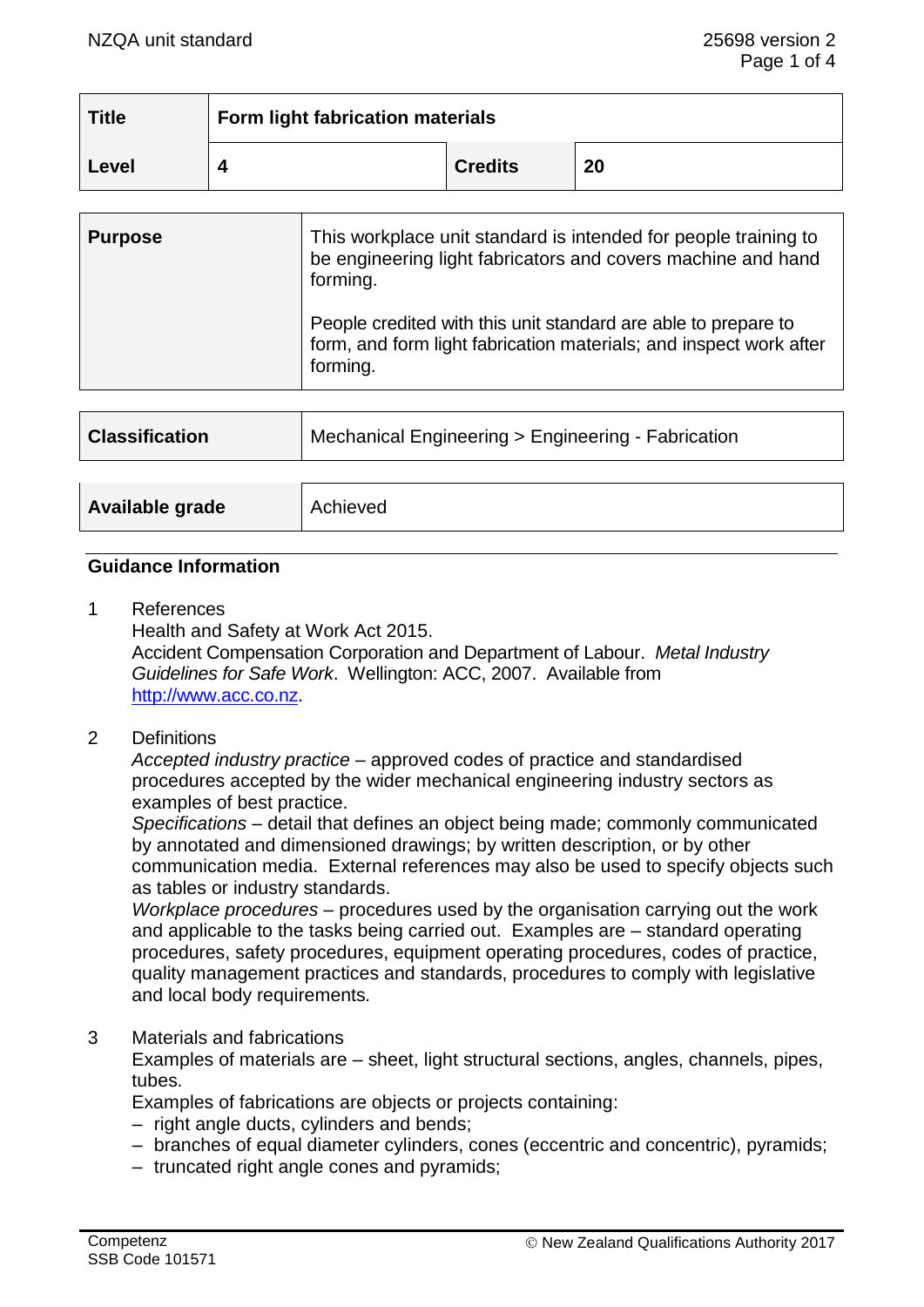| Title | Form light fabrication materials | | |
|---|---|---|---|
| Level | 4 | Credits | 20 |

| Purpose | This workplace unit standard is intended for people training to be engineering light fabricators and covers machine and hand forming.<br><br>People credited with this unit standard are able to prepare to form, and form light fabrication materials; and inspect work after forming. |
|---|---|

| Classification | Mechanical Engineering > Engineering - Fabrication |
|---|---|

| Available grade | Achieved |
|---|---|

## Guidance Information

1 References

Health and Safety at Work Act 2015.

Accident Compensation Corporation and Department of Labour. *Metal Industry Guidelines for Safe Work*. Wellington: ACC, 2007. Available from http://www.acc.co.nz.

2 Definitions

*Accepted industry practice* – approved codes of practice and standardised procedures accepted by the wider mechanical engineering industry sectors as examples of best practice.

*Specifications* – detail that defines an object being made; commonly communicated by annotated and dimensioned drawings; by written description, or by other communication media. External references may also be used to specify objects such as tables or industry standards.

*Workplace procedures* – procedures used by the organisation carrying out the work and applicable to the tasks being carried out. Examples are – standard operating procedures, safety procedures, equipment operating procedures, codes of practice, quality management practices and standards, procedures to comply with legislative and local body requirements.

3 Materials and fabrications

Examples of materials are – sheet, light structural sections, angles, channels, pipes, tubes.

Examples of fabrications are objects or projects containing:

- right angle ducts, cylinders and bends;
- branches of equal diameter cylinders, cones (eccentric and concentric), pyramids;
- truncated right angle cones and pyramids;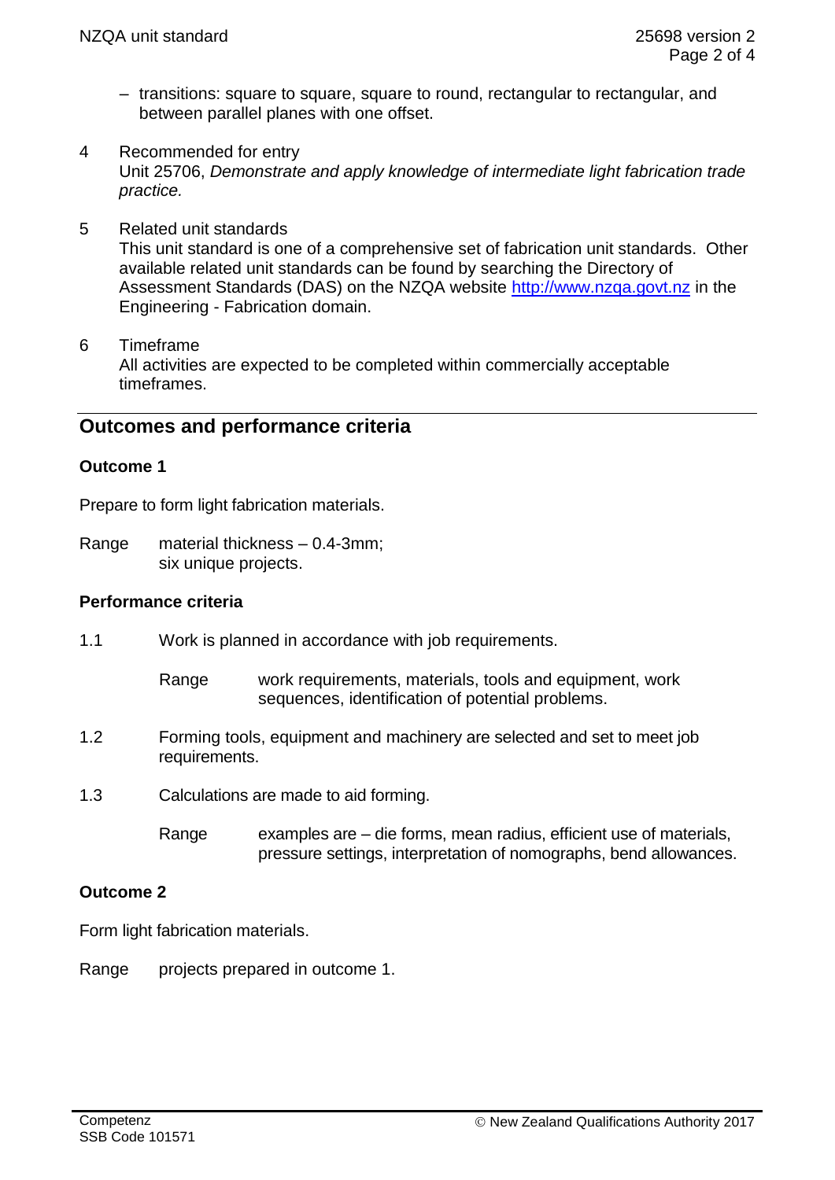- transitions: square to square, square to round, rectangular to rectangular, and between parallel planes with one offset.

4 Recommended for entry
Unit 25706, *Demonstrate and apply knowledge of intermediate light fabrication trade practice.*

5 Related unit standards
This unit standard is one of a comprehensive set of fabrication unit standards. Other available related unit standards can be found by searching the Directory of Assessment Standards (DAS) on the NZQA website http://www.nzqa.govt.nz in the Engineering - Fabrication domain.

6 Timeframe
All activities are expected to be completed within commercially acceptable timeframes.

## Outcomes and performance criteria

### Outcome 1

Prepare to form light fabrication materials.

Range material thickness – 0.4-3mm;
six unique projects.

### Performance criteria

1.1 Work is planned in accordance with job requirements.

Range work requirements, materials, tools and equipment, work sequences, identification of potential problems.

1.2 Forming tools, equipment and machinery are selected and set to meet job requirements.

1.3 Calculations are made to aid forming.

Range examples are – die forms, mean radius, efficient use of materials, pressure settings, interpretation of nomographs, bend allowances.

### Outcome 2

Form light fabrication materials.

Range projects prepared in outcome 1.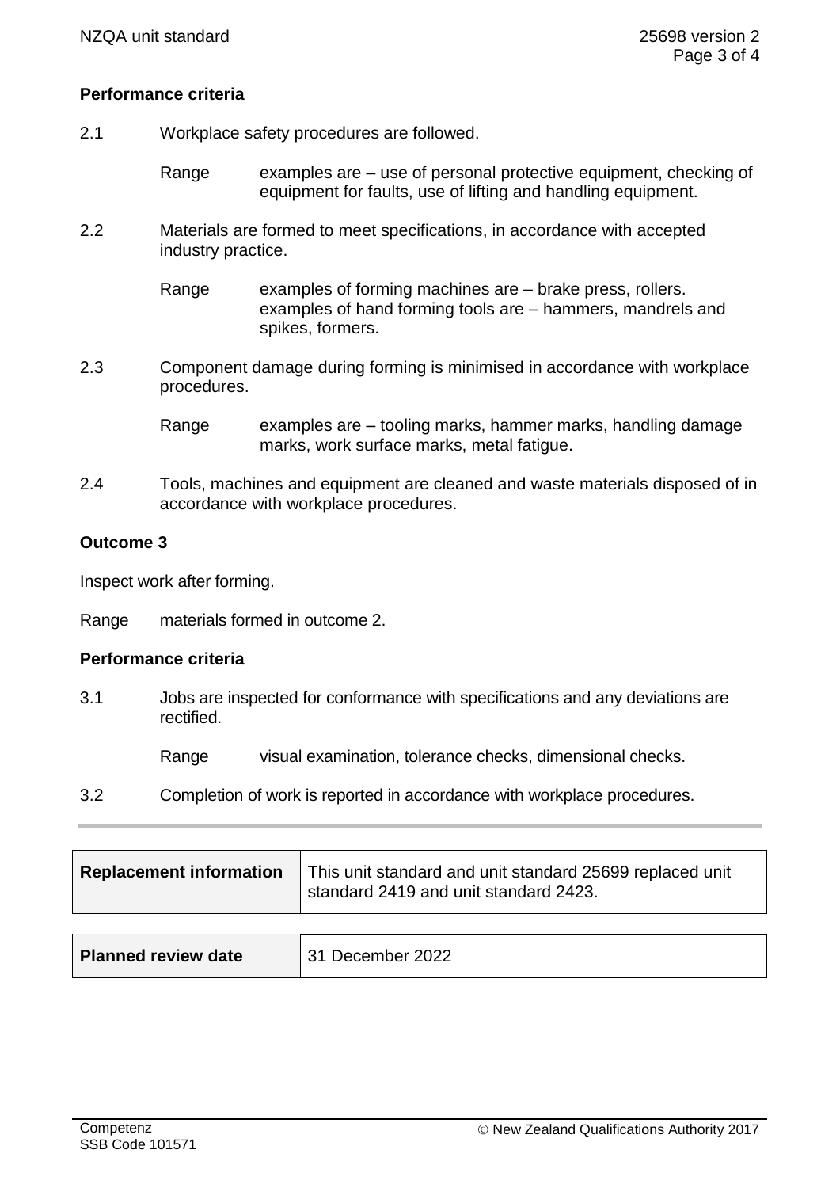**Performance criteria**

2.1 Workplace safety procedures are followed.

Range examples are – use of personal protective equipment, checking of equipment for faults, use of lifting and handling equipment.

2.2 Materials are formed to meet specifications, in accordance with accepted industry practice.

Range examples of forming machines are – brake press, rollers. examples of hand forming tools are – hammers, mandrels and spikes, formers.

2.3 Component damage during forming is minimised in accordance with workplace procedures.

Range examples are – tooling marks, hammer marks, handling damage marks, work surface marks, metal fatigue.

2.4 Tools, machines and equipment are cleaned and waste materials disposed of in accordance with workplace procedures.

**Outcome 3**

Inspect work after forming.

Range materials formed in outcome 2.

**Performance criteria**

3.1 Jobs are inspected for conformance with specifications and any deviations are rectified.

Range visual examination, tolerance checks, dimensional checks.

3.2 Completion of work is reported in accordance with workplace procedures.

| | |
|---|---|
| **Replacement information** | This unit standard and unit standard 25699 replaced unit standard 2419 and unit standard 2423. |

| | |
|---|---|
| **Planned review date** | 31 December 2022 |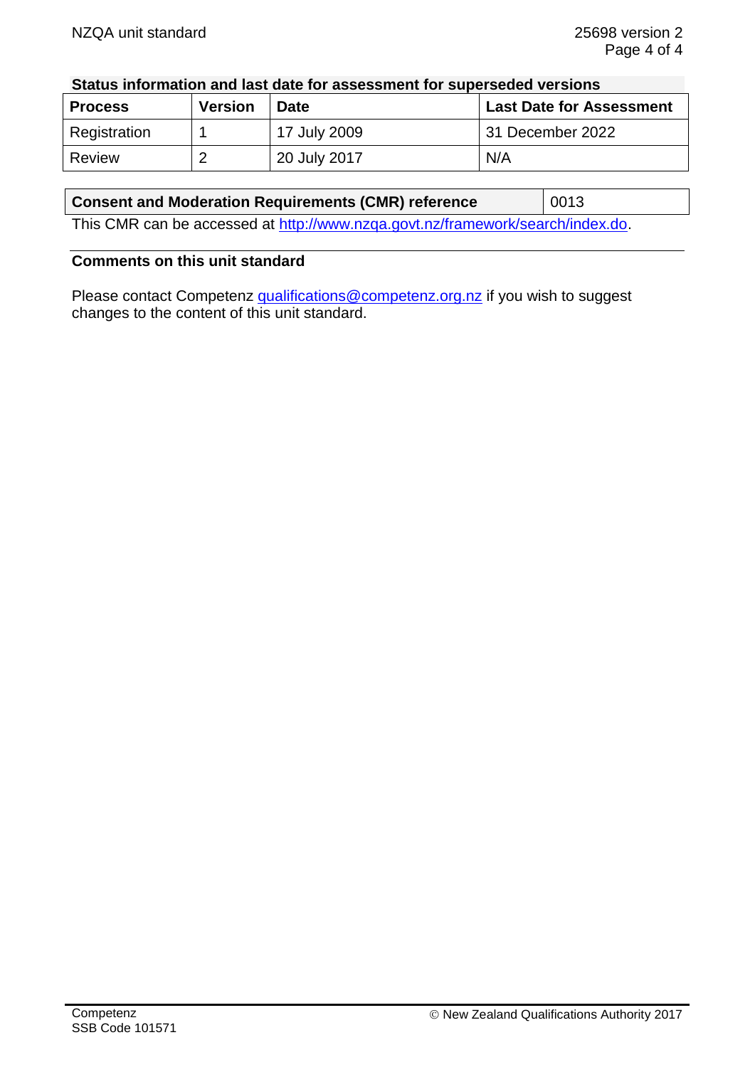**Status information and last date for assessment for superseded versions**

| Process | Version | Date | Last Date for Assessment |
|---|---|---|---|
| Registration | 1 | 17 July 2009 | 31 December 2022 |
| Review | 2 | 20 July 2017 | N/A |

| Consent and Moderation Requirements (CMR) reference | 0013 |
|---|---|

This CMR can be accessed at http://www.nzqa.govt.nz/framework/search/index.do.

**Comments on this unit standard**

Please contact Competenz qualifications@competenz.org.nz if you wish to suggest changes to the content of this unit standard.

Competenz
SSB Code 101571

© New Zealand Qualifications Authority 2017